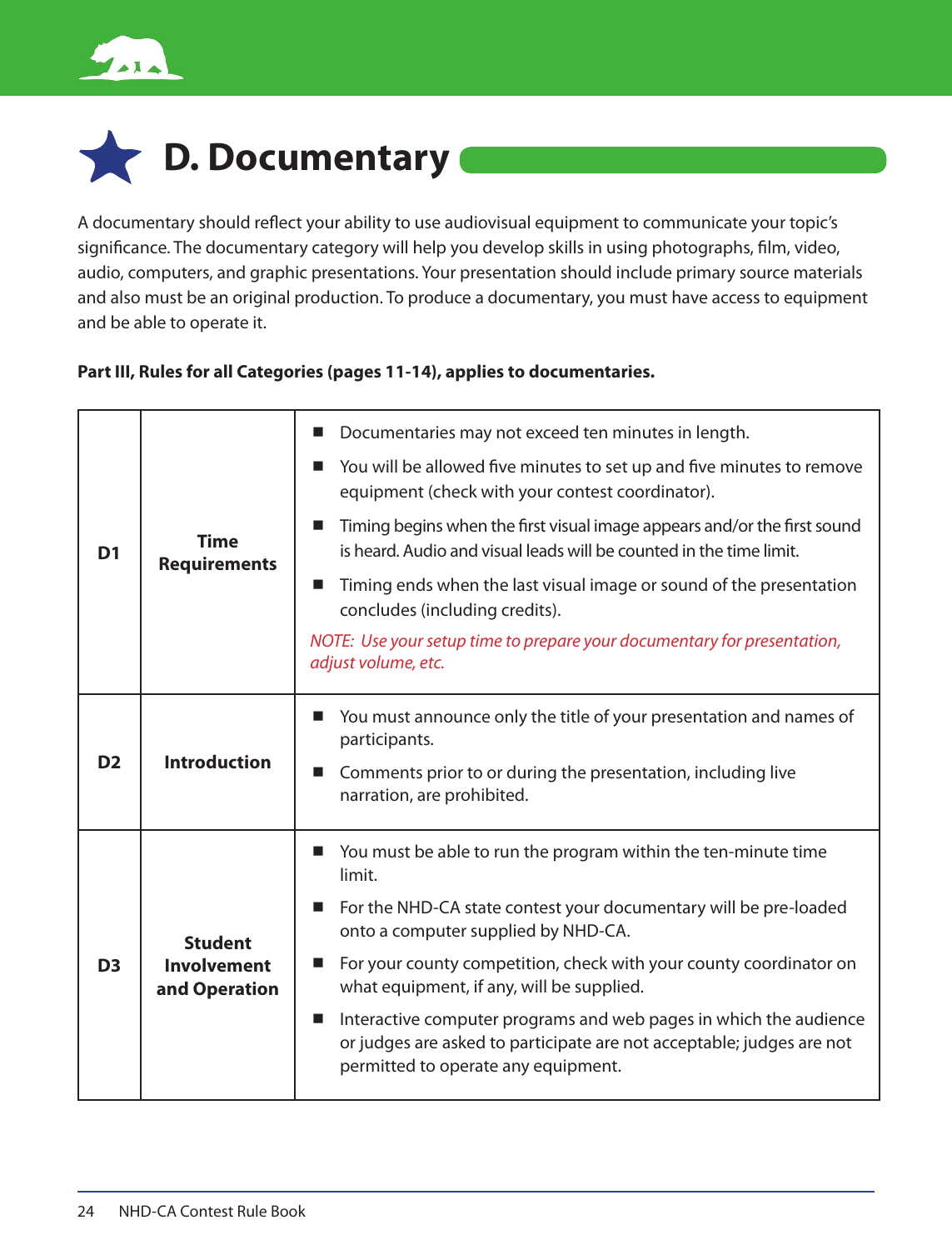# D. Documentary

A documentary should reflect your ability to use audiovisual equipment to communicate your topic's significance. The documentary category will help you develop skills in using photographs, film, video, audio, computers, and graphic presentations. Your presentation should include primary source materials and also must be an original production. To produce a documentary, you must have access to equipment and be able to operate it.

**Part III, Rules for all Categories (pages 11-14), applies to documentaries.**

| | | |
|---|---|---|
| **D1** | **Time Requirements** | ■ Documentaries may not exceed ten minutes in length.<br>■ You will be allowed five minutes to set up and five minutes to remove equipment (check with your contest coordinator).<br>■ Timing begins when the first visual image appears and/or the first sound is heard. Audio and visual leads will be counted in the time limit.<br>■ Timing ends when the last visual image or sound of the presentation concludes (including credits).<br>*NOTE: Use your setup time to prepare your documentary for presentation, adjust volume, etc.* |
| **D2** | **Introduction** | ■ You must announce only the title of your presentation and names of participants.<br>■ Comments prior to or during the presentation, including live narration, are prohibited. |
| **D3** | **Student Involvement and Operation** | ■ You must be able to run the program within the ten-minute time limit.<br>■ For the NHD-CA state contest your documentary will be pre-loaded onto a computer supplied by NHD-CA.<br>■ For your county competition, check with your county coordinator on what equipment, if any, will be supplied.<br>■ Interactive computer programs and web pages in which the audience or judges are asked to participate are not acceptable; judges are not permitted to operate any equipment. |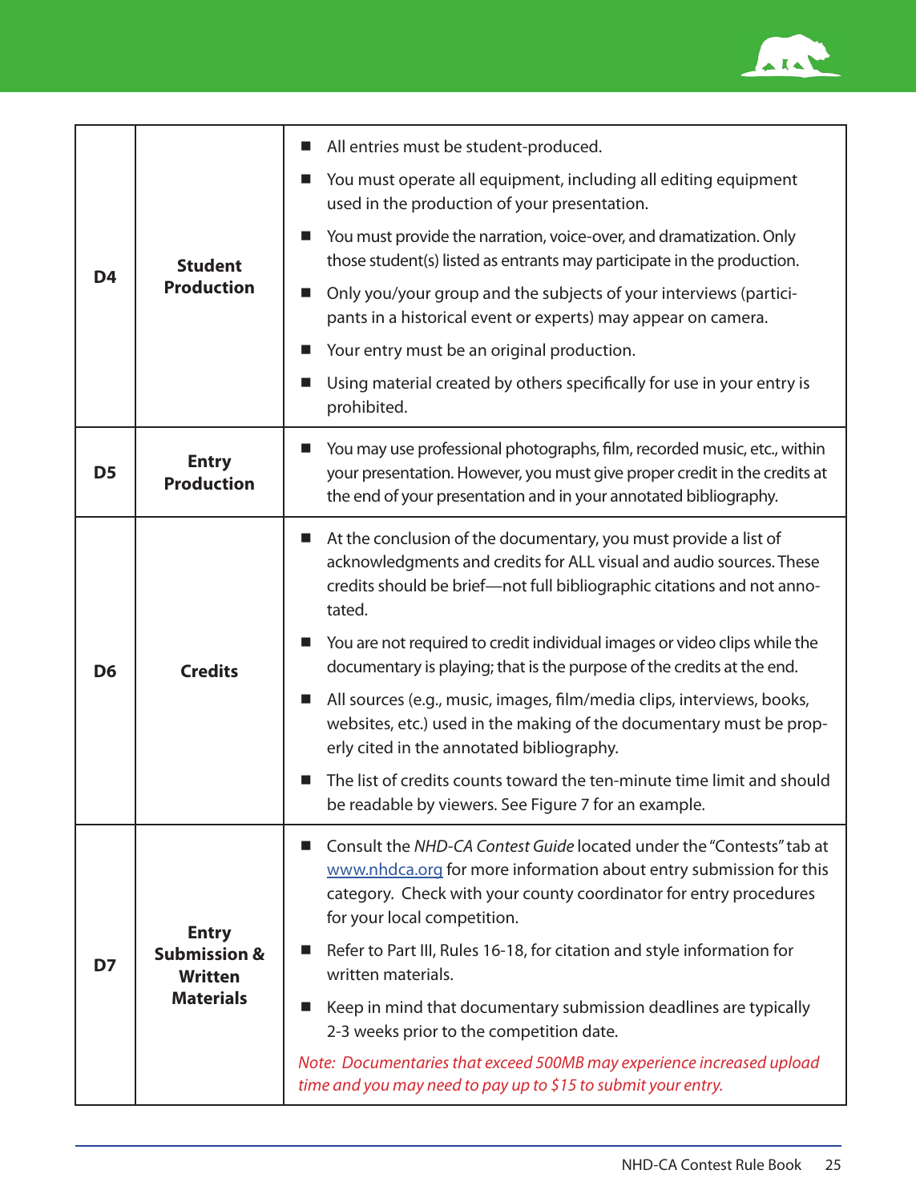| | | |
|---|---|---|
| **D4** | **Student Production** | ■ All entries must be student-produced.<br>■ You must operate all equipment, including all editing equipment used in the production of your presentation.<br>■ You must provide the narration, voice-over, and dramatization. Only those student(s) listed as entrants may participate in the production.<br>■ Only you/your group and the subjects of your interviews (participants in a historical event or experts) may appear on camera.<br>■ Your entry must be an original production.<br>■ Using material created by others specifically for use in your entry is prohibited. |
| **D5** | **Entry Production** | ■ You may use professional photographs, film, recorded music, etc., within your presentation. However, you must give proper credit in the credits at the end of your presentation and in your annotated bibliography. |
| **D6** | **Credits** | ■ At the conclusion of the documentary, you must provide a list of acknowledgments and credits for ALL visual and audio sources. These credits should be brief—not full bibliographic citations and not annotated.<br>■ You are not required to credit individual images or video clips while the documentary is playing; that is the purpose of the credits at the end.<br>■ All sources (e.g., music, images, film/media clips, interviews, books, websites, etc.) used in the making of the documentary must be properly cited in the annotated bibliography.<br>■ The list of credits counts toward the ten-minute time limit and should be readable by viewers. See Figure 7 for an example. |
| **D7** | **Entry Submission & Written Materials** | ■ Consult the *NHD-CA Contest Guide* located under the "Contests" tab at www.nhdca.org for more information about entry submission for this category. Check with your county coordinator for entry procedures for your local competition.<br>■ Refer to Part III, Rules 16-18, for citation and style information for written materials.<br>■ Keep in mind that documentary submission deadlines are typically 2-3 weeks prior to the competition date.<br>*Note: Documentaries that exceed 500MB may experience increased upload time and you may need to pay up to $15 to submit your entry.* |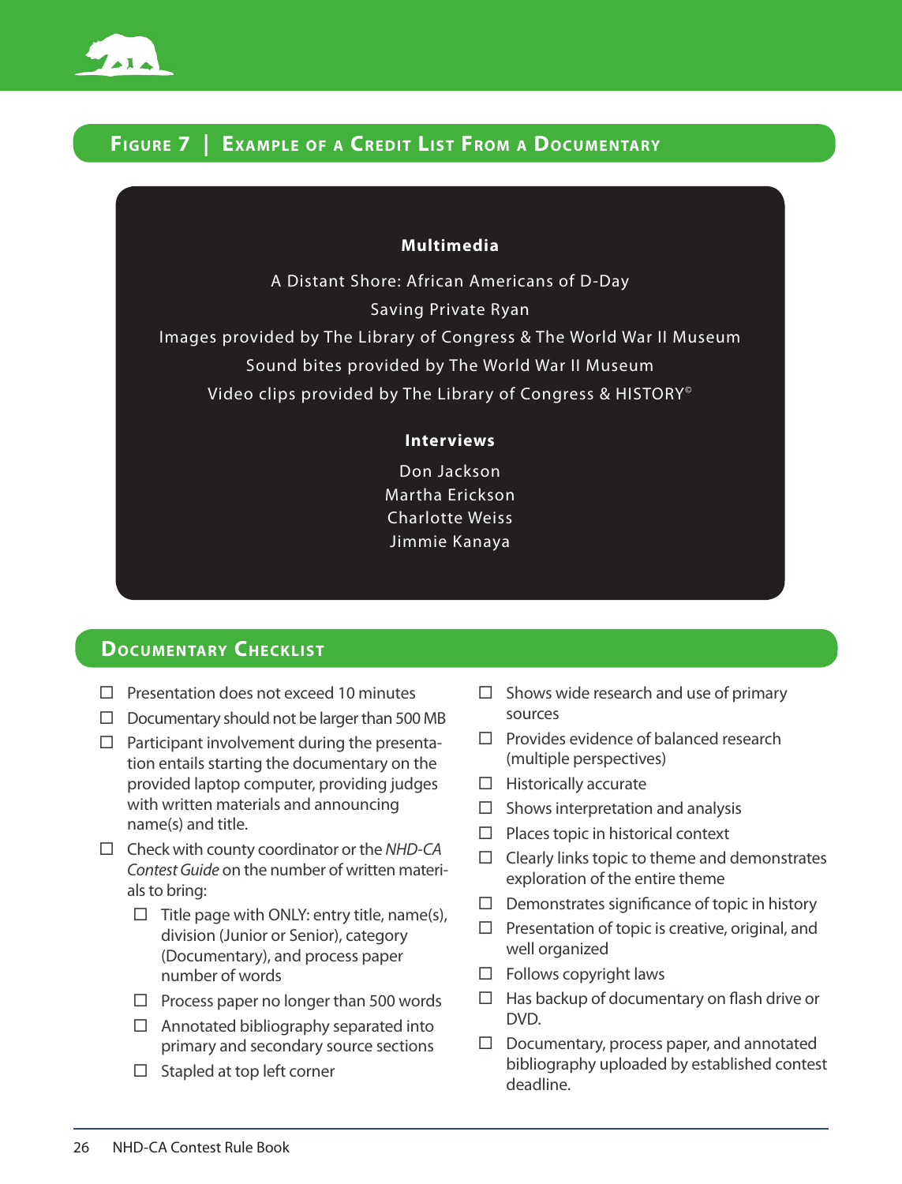## Figure 7 | Example of a Credit List From a Documentary

**Multimedia**

A Distant Shore: African Americans of D-Day

Saving Private Ryan

Images provided by The Library of Congress & The World War II Museum

Sound bites provided by The World War II Museum

Video clips provided by The Library of Congress & HISTORY©

**Interviews**

Don Jackson

Martha Erickson

Charlotte Weiss

Jimmie Kanaya

## Documentary Checklist

- ☐ Presentation does not exceed 10 minutes
- ☐ Documentary should not be larger than 500 MB
- ☐ Participant involvement during the presentation entails starting the documentary on the provided laptop computer, providing judges with written materials and announcing name(s) and title.
- ☐ Check with county coordinator or the *NHD-CA Contest Guide* on the number of written materials to bring:
  - ☐ Title page with ONLY: entry title, name(s), division (Junior or Senior), category (Documentary), and process paper number of words
  - ☐ Process paper no longer than 500 words
  - ☐ Annotated bibliography separated into primary and secondary source sections
  - ☐ Stapled at top left corner
- ☐ Shows wide research and use of primary sources
- ☐ Provides evidence of balanced research (multiple perspectives)
- ☐ Historically accurate
- ☐ Shows interpretation and analysis
- ☐ Places topic in historical context
- ☐ Clearly links topic to theme and demonstrates exploration of the entire theme
- ☐ Demonstrates significance of topic in history
- ☐ Presentation of topic is creative, original, and well organized
- ☐ Follows copyright laws
- ☐ Has backup of documentary on flash drive or DVD.
- ☐ Documentary, process paper, and annotated bibliography uploaded by established contest deadline.